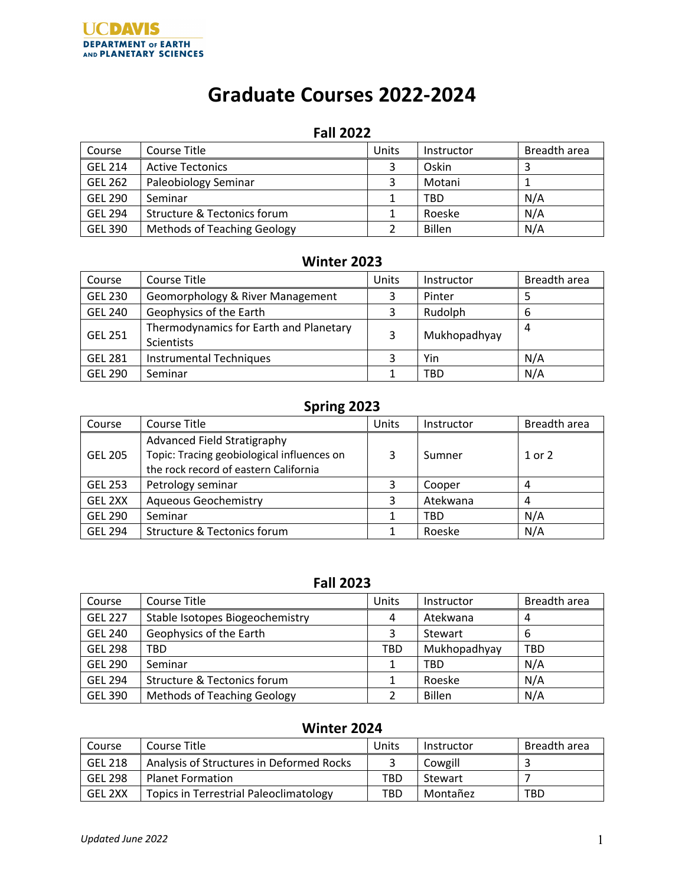UCDAVIS
DEPARTMENT OF EARTH AND PLANETARY SCIENCES

# Graduate Courses 2022-2024

## Fall 2022

| Course | Course Title | Units | Instructor | Breadth area |
|---|---|---|---|---|
| GEL 214 | Active Tectonics | 3 | Oskin | 3 |
| GEL 262 | Paleobiology Seminar | 3 | Motani | 1 |
| GEL 290 | Seminar | 1 | TBD | N/A |
| GEL 294 | Structure & Tectonics forum | 1 | Roeske | N/A |
| GEL 390 | Methods of Teaching Geology | 2 | Billen | N/A |

## Winter 2023

| Course | Course Title | Units | Instructor | Breadth area |
|---|---|---|---|---|
| GEL 230 | Geomorphology & River Management | 3 | Pinter | 5 |
| GEL 240 | Geophysics of the Earth | 3 | Rudolph | 6 |
| GEL 251 | Thermodynamics for Earth and Planetary Scientists | 3 | Mukhopadhyay | 4 |
| GEL 281 | Instrumental Techniques | 3 | Yin | N/A |
| GEL 290 | Seminar | 1 | TBD | N/A |

## Spring 2023

| Course | Course Title | Units | Instructor | Breadth area |
|---|---|---|---|---|
| GEL 205 | Advanced Field Stratigraphy Topic: Tracing geobiological influences on the rock record of eastern California | 3 | Sumner | 1 or 2 |
| GEL 253 | Petrology seminar | 3 | Cooper | 4 |
| GEL 2XX | Aqueous Geochemistry | 3 | Atekwana | 4 |
| GEL 290 | Seminar | 1 | TBD | N/A |
| GEL 294 | Structure & Tectonics forum | 1 | Roeske | N/A |

## Fall 2023

| Course | Course Title | Units | Instructor | Breadth area |
|---|---|---|---|---|
| GEL 227 | Stable Isotopes Biogeochemistry | 4 | Atekwana | 4 |
| GEL 240 | Geophysics of the Earth | 3 | Stewart | 6 |
| GEL 298 | TBD | TBD | Mukhopadhyay | TBD |
| GEL 290 | Seminar | 1 | TBD | N/A |
| GEL 294 | Structure & Tectonics forum | 1 | Roeske | N/A |
| GEL 390 | Methods of Teaching Geology | 2 | Billen | N/A |

## Winter 2024

| Course | Course Title | Units | Instructor | Breadth area |
|---|---|---|---|---|
| GEL 218 | Analysis of Structures in Deformed Rocks | 3 | Cowgill | 3 |
| GEL 298 | Planet Formation | TBD | Stewart | 7 |
| GEL 2XX | Topics in Terrestrial Paleoclimatology | TBD | Montañez | TBD |

*Updated June 2022*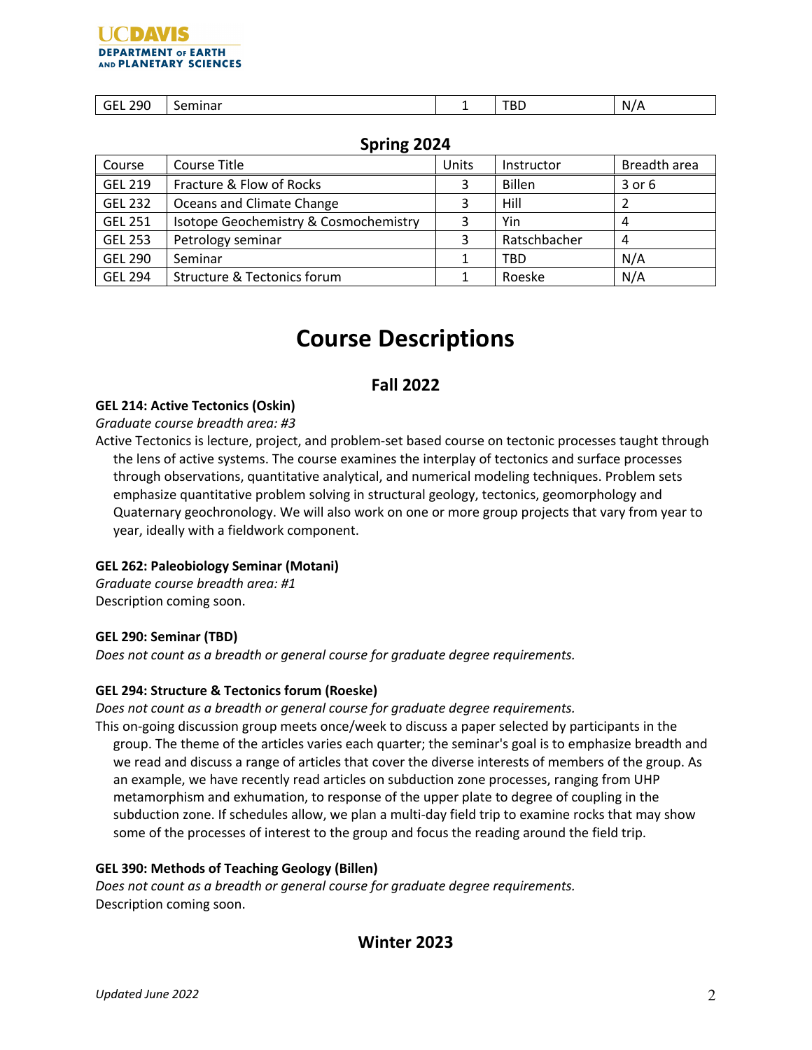| GEL 290 | Seminar | 1 | TBD | N/A |
|---|---|---|---|---|

## Spring 2024

| Course | Course Title | Units | Instructor | Breadth area |
|---|---|---|---|---|
| GEL 219 | Fracture & Flow of Rocks | 3 | Billen | 3 or 6 |
| GEL 232 | Oceans and Climate Change | 3 | Hill | 2 |
| GEL 251 | Isotope Geochemistry & Cosmochemistry | 3 | Yin | 4 |
| GEL 253 | Petrology seminar | 3 | Ratschbacher | 4 |
| GEL 290 | Seminar | 1 | TBD | N/A |
| GEL 294 | Structure & Tectonics forum | 1 | Roeske | N/A |

# Course Descriptions

## Fall 2022

**GEL 214: Active Tectonics (Oskin)**

*Graduate course breadth area: #3*

Active Tectonics is lecture, project, and problem-set based course on tectonic processes taught through the lens of active systems. The course examines the interplay of tectonics and surface processes through observations, quantitative analytical, and numerical modeling techniques. Problem sets emphasize quantitative problem solving in structural geology, tectonics, geomorphology and Quaternary geochronology. We will also work on one or more group projects that vary from year to year, ideally with a fieldwork component.

**GEL 262: Paleobiology Seminar (Motani)**

*Graduate course breadth area: #1*

Description coming soon.

**GEL 290: Seminar (TBD)**

*Does not count as a breadth or general course for graduate degree requirements.*

**GEL 294: Structure & Tectonics forum (Roeske)**

*Does not count as a breadth or general course for graduate degree requirements.*

This on-going discussion group meets once/week to discuss a paper selected by participants in the group. The theme of the articles varies each quarter; the seminar's goal is to emphasize breadth and we read and discuss a range of articles that cover the diverse interests of members of the group. As an example, we have recently read articles on subduction zone processes, ranging from UHP metamorphism and exhumation, to response of the upper plate to degree of coupling in the subduction zone. If schedules allow, we plan a multi-day field trip to examine rocks that may show some of the processes of interest to the group and focus the reading around the field trip.

**GEL 390: Methods of Teaching Geology (Billen)**

*Does not count as a breadth or general course for graduate degree requirements.*

Description coming soon.

## Winter 2023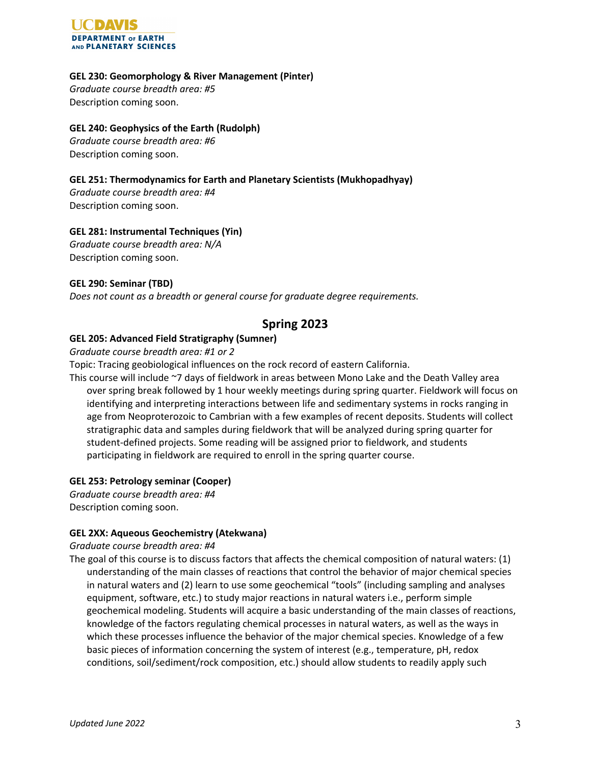**GEL 230: Geomorphology & River Management (Pinter)**
*Graduate course breadth area: #5*
Description coming soon.

**GEL 240: Geophysics of the Earth (Rudolph)**
*Graduate course breadth area: #6*
Description coming soon.

**GEL 251: Thermodynamics for Earth and Planetary Scientists (Mukhopadhyay)**
*Graduate course breadth area: #4*
Description coming soon.

**GEL 281: Instrumental Techniques (Yin)**
*Graduate course breadth area: N/A*
Description coming soon.

**GEL 290: Seminar (TBD)**
*Does not count as a breadth or general course for graduate degree requirements.*

## Spring 2023

**GEL 205: Advanced Field Stratigraphy (Sumner)**
*Graduate course breadth area: #1 or 2*
Topic: Tracing geobiological influences on the rock record of eastern California.
This course will include ~7 days of fieldwork in areas between Mono Lake and the Death Valley area over spring break followed by 1 hour weekly meetings during spring quarter. Fieldwork will focus on identifying and interpreting interactions between life and sedimentary systems in rocks ranging in age from Neoproterozoic to Cambrian with a few examples of recent deposits. Students will collect stratigraphic data and samples during fieldwork that will be analyzed during spring quarter for student-defined projects. Some reading will be assigned prior to fieldwork, and students participating in fieldwork are required to enroll in the spring quarter course.

**GEL 253: Petrology seminar (Cooper)**
*Graduate course breadth area: #4*
Description coming soon.

**GEL 2XX: Aqueous Geochemistry (Atekwana)**
*Graduate course breadth area: #4*
The goal of this course is to discuss factors that affects the chemical composition of natural waters: (1) understanding of the main classes of reactions that control the behavior of major chemical species in natural waters and (2) learn to use some geochemical "tools" (including sampling and analyses equipment, software, etc.) to study major reactions in natural waters i.e., perform simple geochemical modeling. Students will acquire a basic understanding of the main classes of reactions, knowledge of the factors regulating chemical processes in natural waters, as well as the ways in which these processes influence the behavior of the major chemical species. Knowledge of a few basic pieces of information concerning the system of interest (e.g., temperature, pH, redox conditions, soil/sediment/rock composition, etc.) should allow students to readily apply such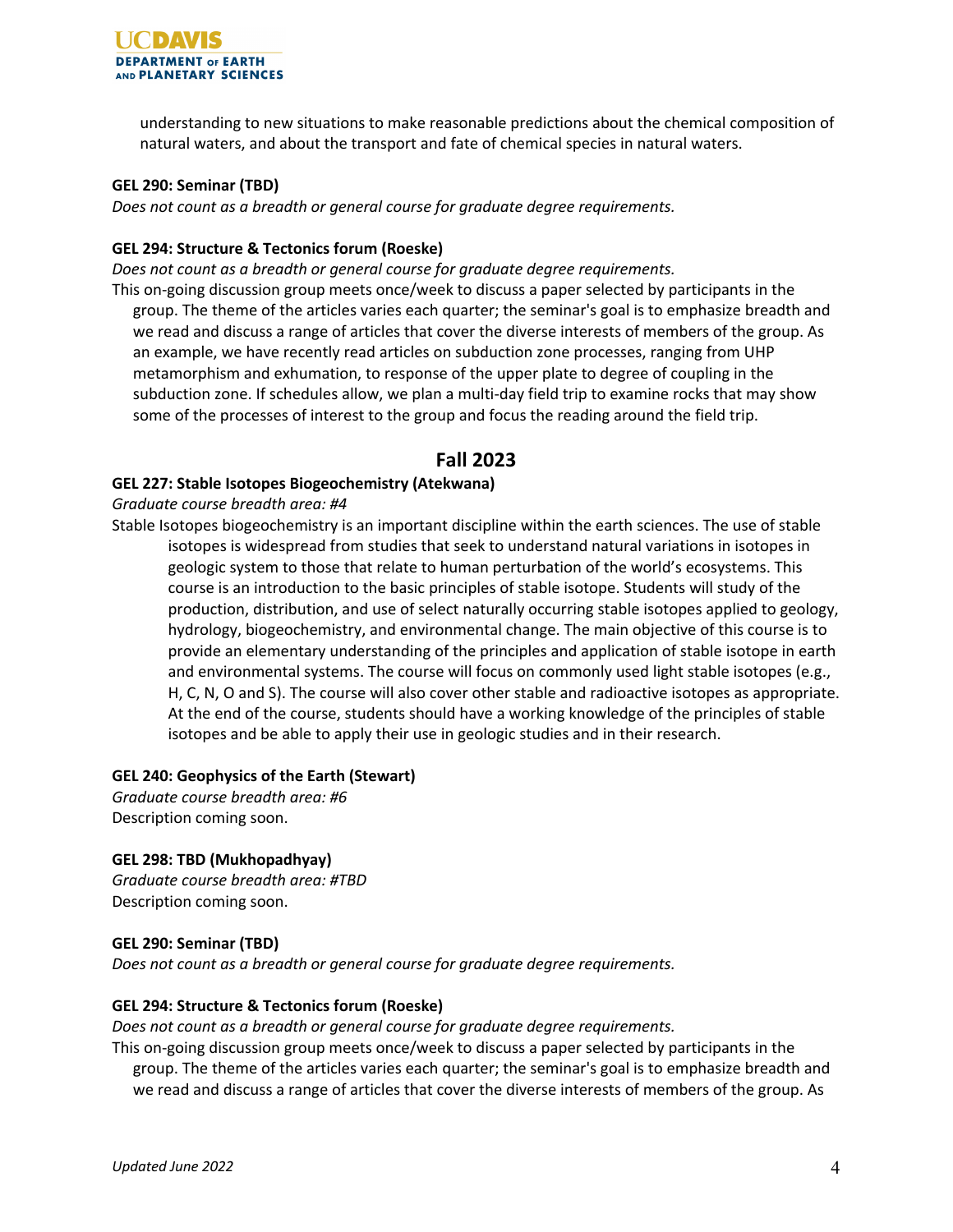understanding to new situations to make reasonable predictions about the chemical composition of natural waters, and about the transport and fate of chemical species in natural waters.

**GEL 290: Seminar (TBD)**
*Does not count as a breadth or general course for graduate degree requirements.*

**GEL 294: Structure & Tectonics forum (Roeske)**
*Does not count as a breadth or general course for graduate degree requirements.*
This on-going discussion group meets once/week to discuss a paper selected by participants in the group. The theme of the articles varies each quarter; the seminar's goal is to emphasize breadth and we read and discuss a range of articles that cover the diverse interests of members of the group. As an example, we have recently read articles on subduction zone processes, ranging from UHP metamorphism and exhumation, to response of the upper plate to degree of coupling in the subduction zone. If schedules allow, we plan a multi-day field trip to examine rocks that may show some of the processes of interest to the group and focus the reading around the field trip.

## Fall 2023

**GEL 227: Stable Isotopes Biogeochemistry (Atekwana)**
*Graduate course breadth area: #4*
Stable Isotopes biogeochemistry is an important discipline within the earth sciences. The use of stable isotopes is widespread from studies that seek to understand natural variations in isotopes in geologic system to those that relate to human perturbation of the world's ecosystems. This course is an introduction to the basic principles of stable isotope. Students will study of the production, distribution, and use of select naturally occurring stable isotopes applied to geology, hydrology, biogeochemistry, and environmental change. The main objective of this course is to provide an elementary understanding of the principles and application of stable isotope in earth and environmental systems. The course will focus on commonly used light stable isotopes (e.g., H, C, N, O and S). The course will also cover other stable and radioactive isotopes as appropriate. At the end of the course, students should have a working knowledge of the principles of stable isotopes and be able to apply their use in geologic studies and in their research.

**GEL 240: Geophysics of the Earth (Stewart)**
*Graduate course breadth area: #6*
Description coming soon.

**GEL 298: TBD (Mukhopadhyay)**
*Graduate course breadth area: #TBD*
Description coming soon.

**GEL 290: Seminar (TBD)**
*Does not count as a breadth or general course for graduate degree requirements.*

**GEL 294: Structure & Tectonics forum (Roeske)**
*Does not count as a breadth or general course for graduate degree requirements.*
This on-going discussion group meets once/week to discuss a paper selected by participants in the group. The theme of the articles varies each quarter; the seminar's goal is to emphasize breadth and we read and discuss a range of articles that cover the diverse interests of members of the group. As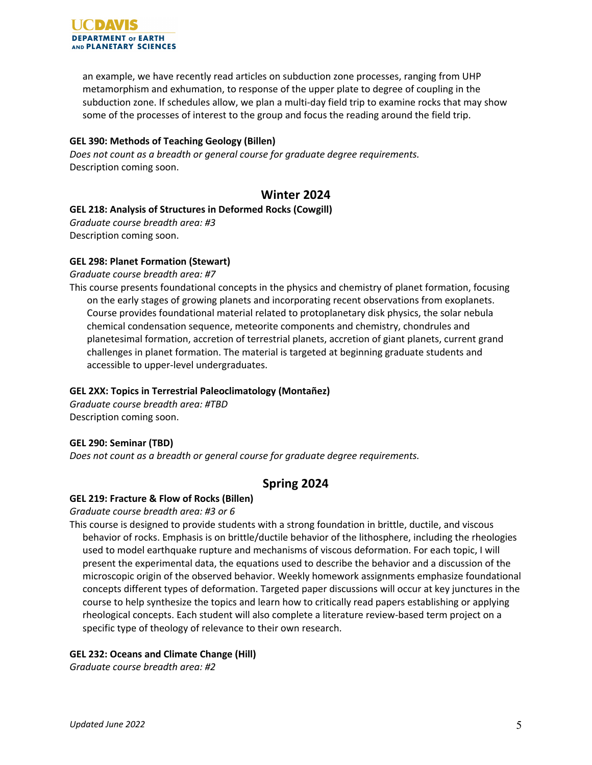an example, we have recently read articles on subduction zone processes, ranging from UHP metamorphism and exhumation, to response of the upper plate to degree of coupling in the subduction zone. If schedules allow, we plan a multi-day field trip to examine rocks that may show some of the processes of interest to the group and focus the reading around the field trip.

**GEL 390: Methods of Teaching Geology (Billen)**
*Does not count as a breadth or general course for graduate degree requirements.*
Description coming soon.

## Winter 2024

**GEL 218: Analysis of Structures in Deformed Rocks (Cowgill)**
*Graduate course breadth area: #3*
Description coming soon.

**GEL 298: Planet Formation (Stewart)**
*Graduate course breadth area: #7*
This course presents foundational concepts in the physics and chemistry of planet formation, focusing on the early stages of growing planets and incorporating recent observations from exoplanets. Course provides foundational material related to protoplanetary disk physics, the solar nebula chemical condensation sequence, meteorite components and chemistry, chondrules and planetesimal formation, accretion of terrestrial planets, accretion of giant planets, current grand challenges in planet formation. The material is targeted at beginning graduate students and accessible to upper-level undergraduates.

**GEL 2XX: Topics in Terrestrial Paleoclimatology (Montañez)**
*Graduate course breadth area: #TBD*
Description coming soon.

**GEL 290: Seminar (TBD)**
*Does not count as a breadth or general course for graduate degree requirements.*

## Spring 2024

**GEL 219: Fracture & Flow of Rocks (Billen)**
*Graduate course breadth area: #3 or 6*
This course is designed to provide students with a strong foundation in brittle, ductile, and viscous behavior of rocks. Emphasis is on brittle/ductile behavior of the lithosphere, including the rheologies used to model earthquake rupture and mechanisms of viscous deformation. For each topic, I will present the experimental data, the equations used to describe the behavior and a discussion of the microscopic origin of the observed behavior. Weekly homework assignments emphasize foundational concepts different types of deformation. Targeted paper discussions will occur at key junctures in the course to help synthesize the topics and learn how to critically read papers establishing or applying rheological concepts. Each student will also complete a literature review-based term project on a specific type of theology of relevance to their own research.

**GEL 232: Oceans and Climate Change (Hill)**
*Graduate course breadth area: #2*

*Updated June 2022*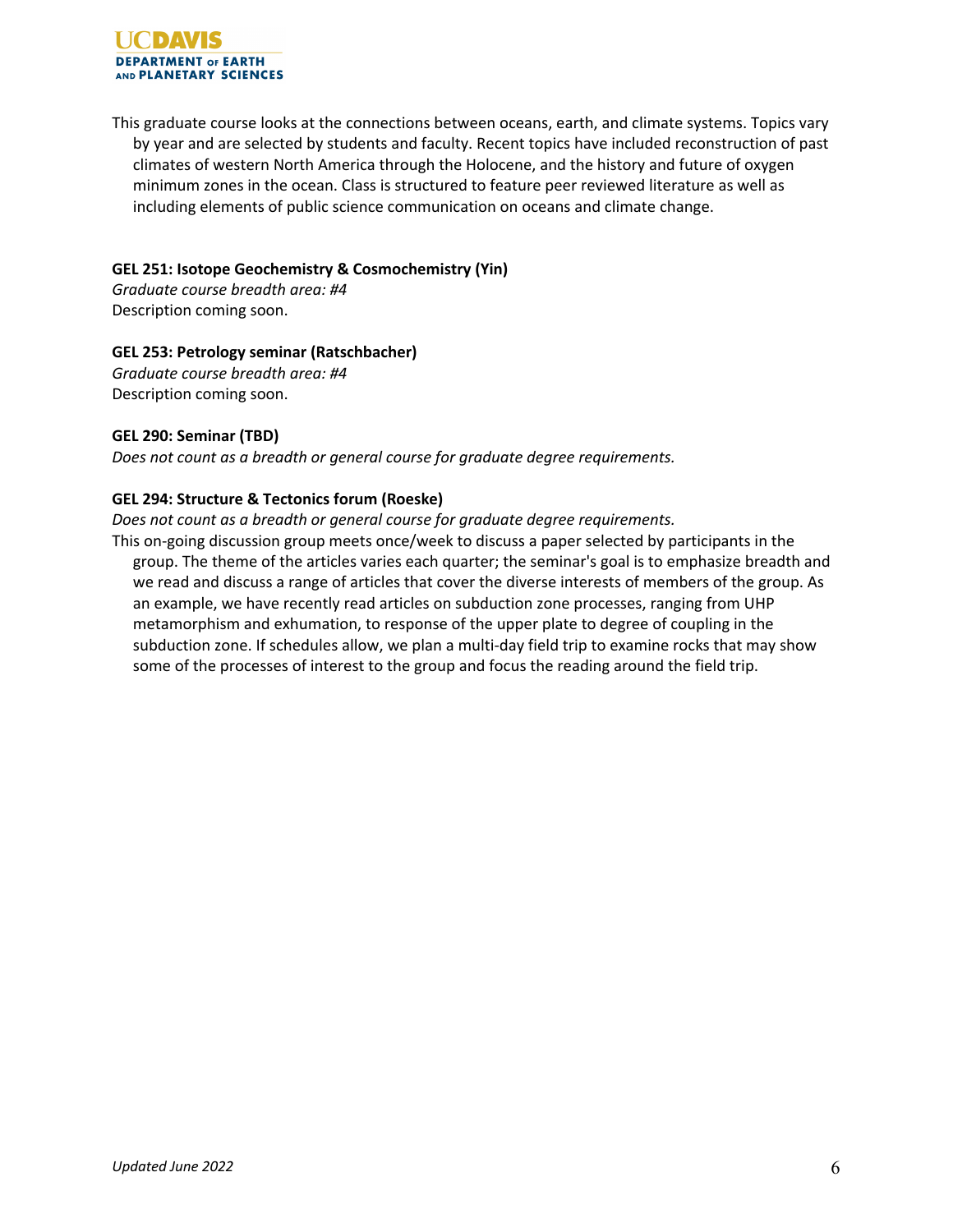This graduate course looks at the connections between oceans, earth, and climate systems. Topics vary by year and are selected by students and faculty. Recent topics have included reconstruction of past climates of western North America through the Holocene, and the history and future of oxygen minimum zones in the ocean. Class is structured to feature peer reviewed literature as well as including elements of public science communication on oceans and climate change.

**GEL 251: Isotope Geochemistry & Cosmochemistry (Yin)**
*Graduate course breadth area: #4*
Description coming soon.

**GEL 253: Petrology seminar (Ratschbacher)**
*Graduate course breadth area: #4*
Description coming soon.

**GEL 290: Seminar (TBD)**
*Does not count as a breadth or general course for graduate degree requirements.*

**GEL 294: Structure & Tectonics forum (Roeske)**
*Does not count as a breadth or general course for graduate degree requirements.*
This on-going discussion group meets once/week to discuss a paper selected by participants in the group. The theme of the articles varies each quarter; the seminar's goal is to emphasize breadth and we read and discuss a range of articles that cover the diverse interests of members of the group. As an example, we have recently read articles on subduction zone processes, ranging from UHP metamorphism and exhumation, to response of the upper plate to degree of coupling in the subduction zone. If schedules allow, we plan a multi-day field trip to examine rocks that may show some of the processes of interest to the group and focus the reading around the field trip.

*Updated June 2022*